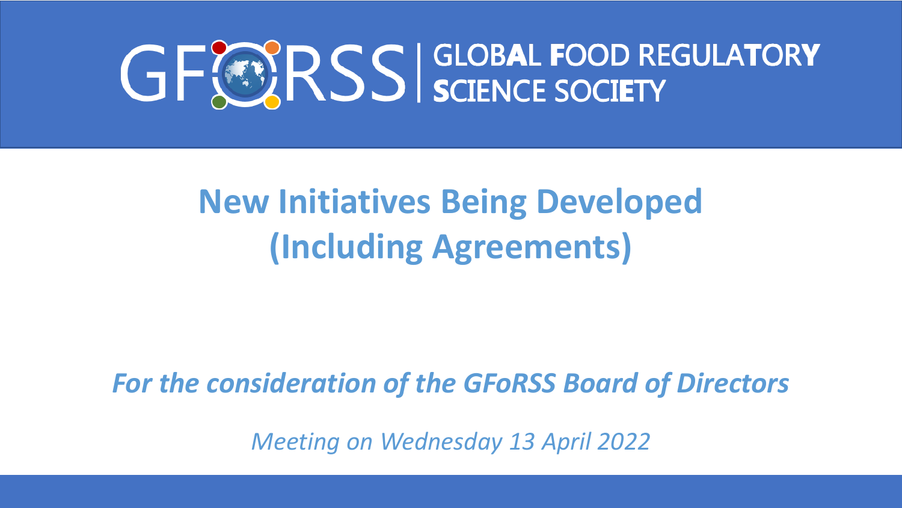GFoRSS | GLOBAL FOOD REGULATORY SCIENCE SOCIETY

# New Initiatives Being Developed (Including Agreements)

***For the consideration of the GFoRSS Board of Directors***

*Meeting on Wednesday 13 April 2022*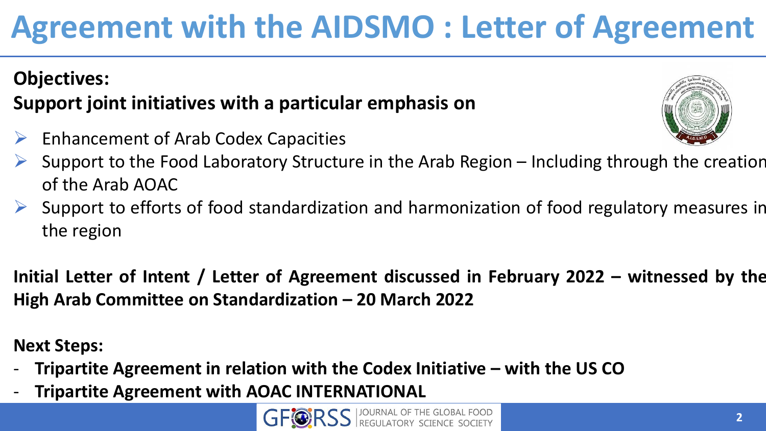# Agreement with the AIDSMO : Letter of Agreement

**Objectives:**

**Support joint initiatives with a particular emphasis on**

- Enhancement of Arab Codex Capacities
- Support to the Food Laboratory Structure in the Arab Region – Including through the creation of the Arab AOAC
- Support to efforts of food standardization and harmonization of food regulatory measures in the region

**Initial Letter of Intent / Letter of Agreement discussed in February 2022 – witnessed by the High Arab Committee on Standardization – 20 March 2022**

**Next Steps:**

- **Tripartite Agreement in relation with the Codex Initiative – with the US CO**
- **Tripartite Agreement with AOAC INTERNATIONAL**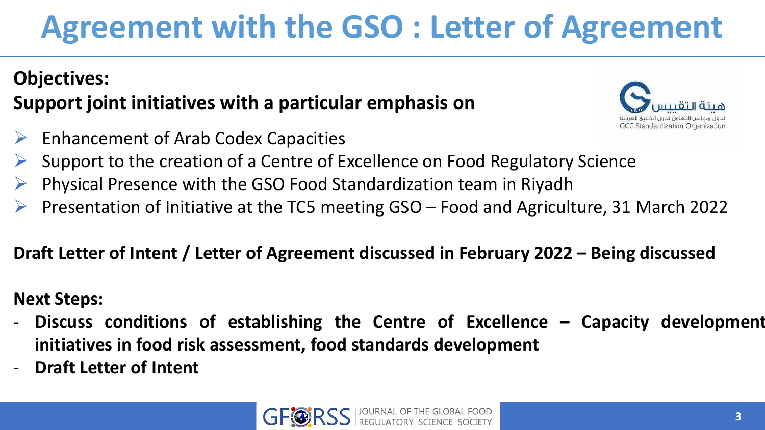# Agreement with the GSO : Letter of Agreement

**Objectives:**

**Support joint initiatives with a particular emphasis on**

- Enhancement of Arab Codex Capacities
- Support to the creation of a Centre of Excellence on Food Regulatory Science
- Physical Presence with the GSO Food Standardization team in Riyadh
- Presentation of Initiative at the TC5 meeting GSO – Food and Agriculture, 31 March 2022

**Draft Letter of Intent / Letter of Agreement discussed in February 2022 – Being discussed**

**Next Steps:**

- **Discuss conditions of establishing the Centre of Excellence – Capacity development initiatives in food risk assessment, food standards development**
- **Draft Letter of Intent**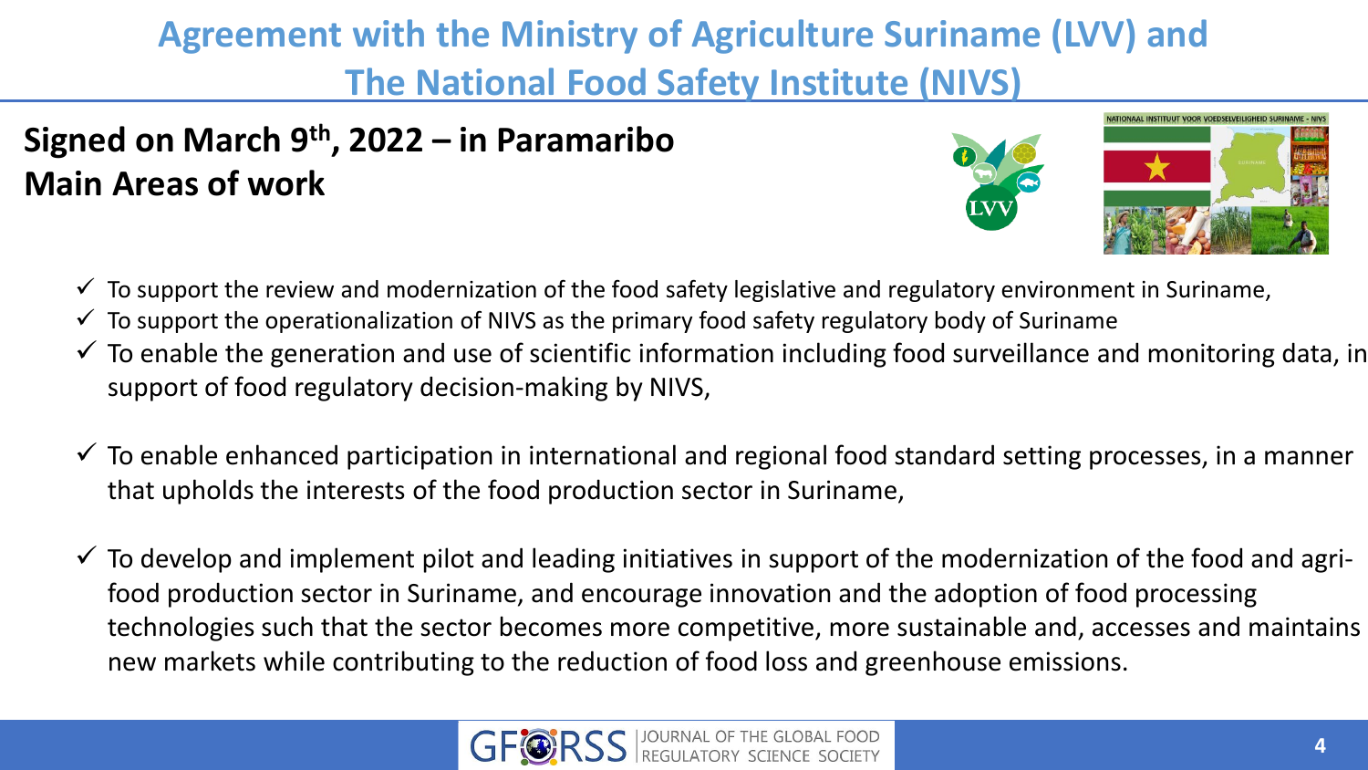# Agreement with the Ministry of Agriculture Suriname (LVV) and The National Food Safety Institute (NIVS)

**Signed on March 9th, 2022 – in Paramaribo**
**Main Areas of work**

- ✓ To support the review and modernization of the food safety legislative and regulatory environment in Suriname,
- ✓ To support the operationalization of NIVS as the primary food safety regulatory body of Suriname
- ✓ To enable the generation and use of scientific information including food surveillance and monitoring data, in support of food regulatory decision-making by NIVS,
- ✓ To enable enhanced participation in international and regional food standard setting processes, in a manner that upholds the interests of the food production sector in Suriname,
- ✓ To develop and implement pilot and leading initiatives in support of the modernization of the food and agri-food production sector in Suriname, and encourage innovation and the adoption of food processing technologies such that the sector becomes more competitive, more sustainable and, accesses and maintains new markets while contributing to the reduction of food loss and greenhouse emissions.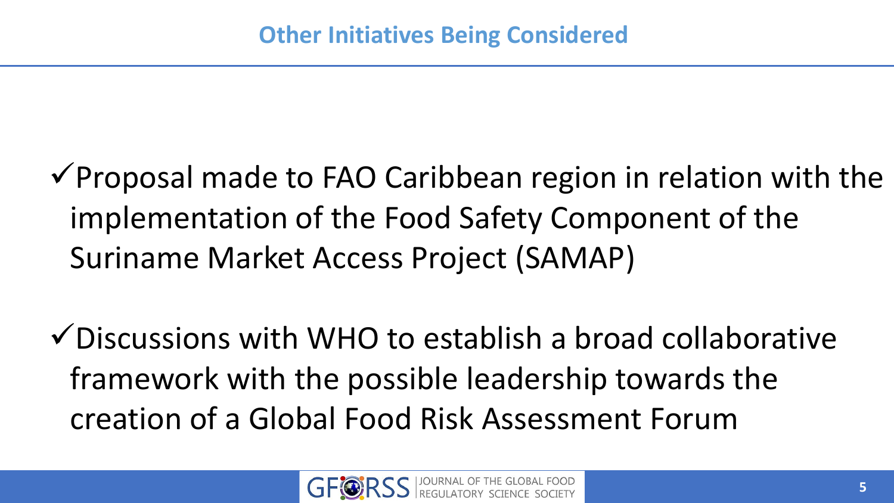# Other Initiatives Being Considered

- ✓ Proposal made to FAO Caribbean region in relation with the implementation of the Food Safety Component of the Suriname Market Access Project (SAMAP)

- ✓ Discussions with WHO to establish a broad collaborative framework with the possible leadership towards the creation of a Global Food Risk Assessment Forum